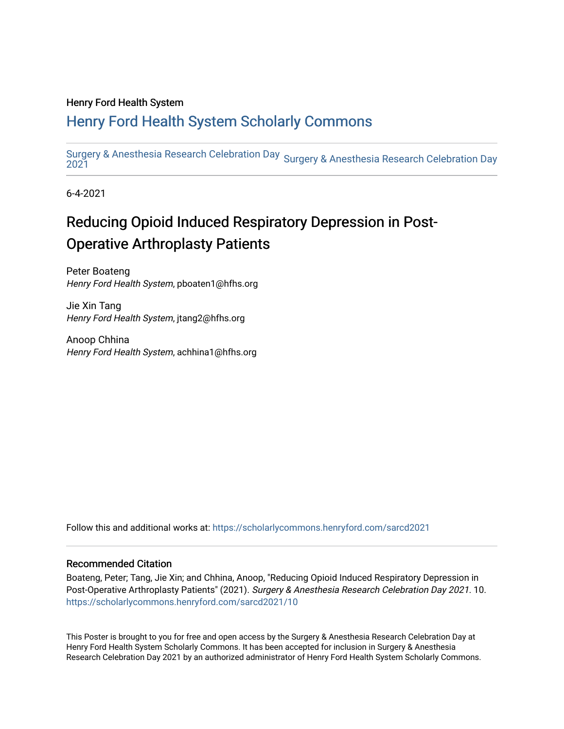Henry Ford Health System

## Henry Ford Health System Scholarly Commons

Surgery & Anesthesia Research Celebration Day 2021 | Surgery & Anesthesia Research Celebration Day

6-4-2021

# Reducing Opioid Induced Respiratory Depression in Post-Operative Arthroplasty Patients

Peter Boateng
*Henry Ford Health System*, pboaten1@hfhs.org

Jie Xin Tang
*Henry Ford Health System*, jtang2@hfhs.org

Anoop Chhina
*Henry Ford Health System*, achhina1@hfhs.org

Follow this and additional works at: https://scholarlycommons.henryford.com/sarcd2021

### Recommended Citation

Boateng, Peter; Tang, Jie Xin; and Chhina, Anoop, "Reducing Opioid Induced Respiratory Depression in Post-Operative Arthroplasty Patients" (2021). *Surgery & Anesthesia Research Celebration Day 2021*. 10.
https://scholarlycommons.henryford.com/sarcd2021/10

This Poster is brought to you for free and open access by the Surgery & Anesthesia Research Celebration Day at Henry Ford Health System Scholarly Commons. It has been accepted for inclusion in Surgery & Anesthesia Research Celebration Day 2021 by an authorized administrator of Henry Ford Health System Scholarly Commons.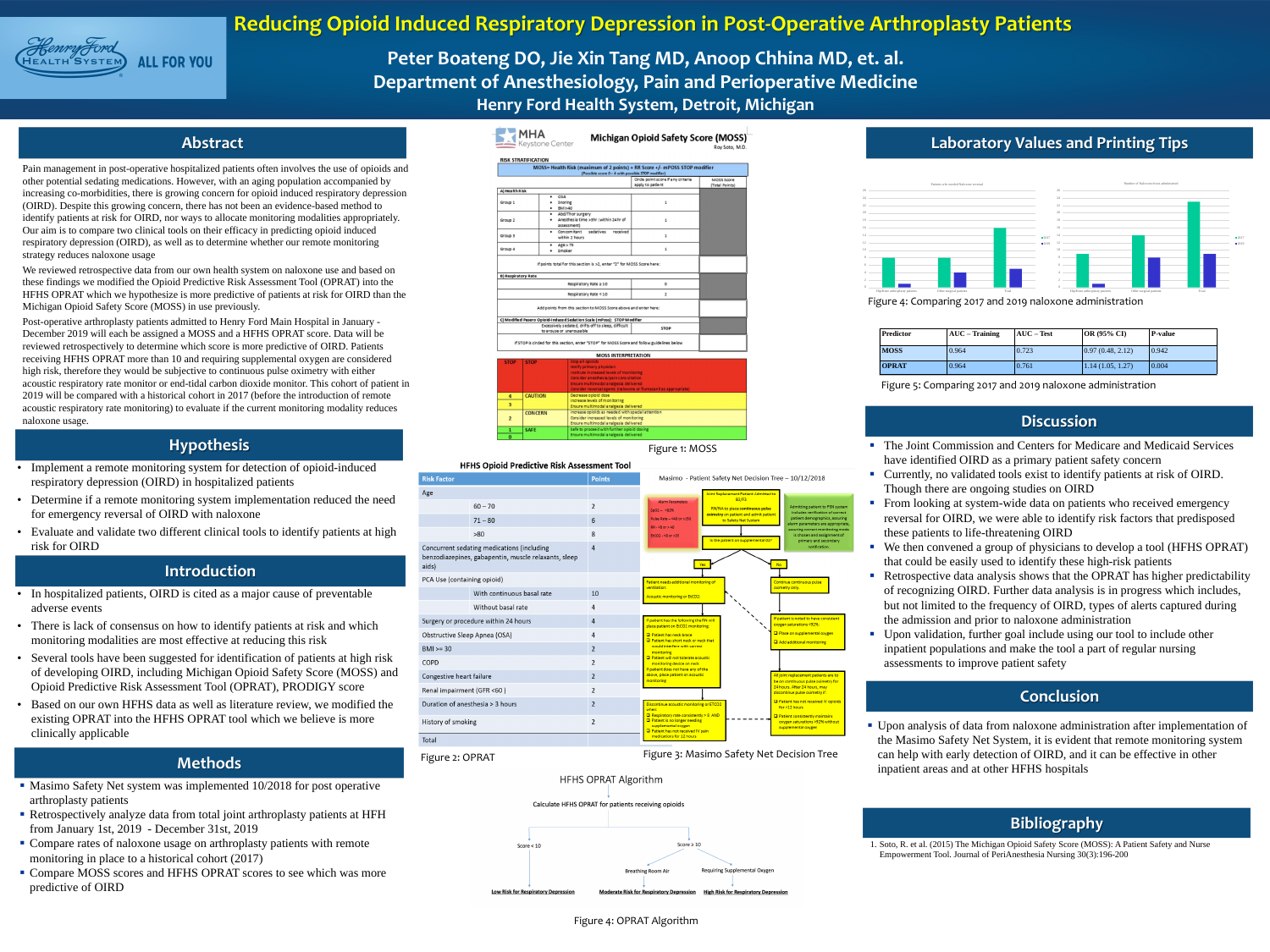# Reducing Opioid Induced Respiratory Depression in Post-Operative Arthroplasty Patients

**Peter Boateng DO, Jie Xin Tang MD, Anoop Chhina MD, et. al.**
**Department of Anesthesiology, Pain and Perioperative Medicine**
**Henry Ford Health System, Detroit, Michigan**

## Abstract

Pain management in post-operative hospitalized patients often involves the use of opioids and other potential sedating medications. However, with an aging population accompanied by increasing co-morbidities, there is growing concern for opioid induced respiratory depression (OIRD). Despite this growing concern, there has not been an evidence-based method to identify patients at risk for OIRD, nor ways to allocate monitoring modalities appropriately. Our aim is to compare two clinical tools on their efficacy in predicting opioid induced respiratory depression (OIRD), as well as to determine whether our remote monitoring strategy reduces naloxone usage

We reviewed retrospective data from our own health system on naloxone use and based on these findings we modified the Opioid Predictive Risk Assessment Tool (OPRAT) into the HFHS OPRAT which we hypothesize is more predictive of patients at risk for OIRD than the Michigan Opioid Safety Score (MOSS) in use previously.

Post-operative arthroplasty patients admitted to Henry Ford Main Hospital in January - December 2019 will each be assigned a MOSS and a HFHS OPRAT score. Data will be reviewed retrospectively to determine which score is more predictive of OIRD. Patients receiving HFHS OPRAT more than 10 and requiring supplemental oxygen are considered high risk, therefore they would be subjective to continuous pulse oximetry with either acoustic respiratory rate monitor or end-tidal carbon dioxide monitor. This cohort of patient in 2019 will be compared with a historical cohort in 2017 (before the introduction of remote acoustic respiratory rate monitoring) to evaluate if the current monitoring modality reduces naloxone usage.

## Hypothesis

- Implement a remote monitoring system for detection of opioid-induced respiratory depression (OIRD) in hospitalized patients
- Determine if a remote monitoring system implementation reduced the need for emergency reversal of OIRD with naloxone
- Evaluate and validate two different clinical tools to identify patients at high risk for OIRD

## Introduction

- In hospitalized patients, OIRD is cited as a major cause of preventable adverse events
- There is lack of consensus on how to identify patients at risk and which monitoring modalities are most effective at reducing this risk
- Several tools have been suggested for identification of patients at high risk of developing OIRD, including Michigan Opioid Safety Score (MOSS) and Opioid Predictive Risk Assessment Tool (OPRAT), PRODIGY score
- Based on our own HFHS data as well as literature review, we modified the existing OPRAT into the HFHS OPRAT tool which we believe is more clinically applicable

## Methods

- Masimo Safety Net system was implemented 10/2018 for post operative arthroplasty patients
- Retrospectively analyze data from total joint arthroplasty patients at HFH from January 1st, 2019 - December 31st, 2019
- Compare rates of naloxone usage on arthroplasty patients with remote monitoring in place to a historical cohort (2017)
- Compare MOSS scores and HFHS OPRAT scores to see which was more predictive of OIRD

Figure 1: MOSS

**HFHS Opioid Predictive Risk Assessment Tool**

| Risk Factor | | Points |
|---|---|---|
| Age | | |
| | 60 – 70 | 2 |
| | 71 – 80 | 6 |
| | >80 | 8 |
| Concurrent sedating medications (including benzodiazepines, gabapentin, muscle relaxants, sleep aids) | | 4 |
| PCA Use (containing opioid) | | |
| | With continuous basal rate | 10 |
| | Without basal rate | 4 |
| Surgery or procedure within 24 hours | | 4 |
| Obstructive Sleep Apnea (OSA) | | 4 |
| BMI >= 30 | | 2 |
| COPD | | 2 |
| Congestive heart failure | | 2 |
| Renal impairment (GFR <60 ) | | 2 |
| Duration of anesthesia > 3 hours | | 2 |
| History of smoking | | 2 |
| Total | | |

Figure 2: OPRAT

Figure 3: Masimo Safety Net Decision Tree

HFHS OPRAT Algorithm

Calculate HFHS OPRAT for patients receiving opioids

Score < 10 → Low Risk for Respiratory Depression

Score ≥ 10 → Breathing Room Air → Moderate Risk for Respiratory Depression

Score ≥ 10 → Requiring Supplemental Oxygen → High Risk for Respiratory Depression

Figure 4: OPRAT Algorithm

## Laboratory Values and Printing Tips

Figure 4: Comparing 2017 and 2019 naloxone administration

| Predictor | AUC – Training | AUC – Test | OR (95% CI) | P-value |
|---|---|---|---|---|
| MOSS | 0.964 | 0.723 | 0.97 (0.48, 2.12) | 0.942 |
| OPRAT | 0.964 | 0.761 | 1.14 (1.05, 1.27) | 0.004 |

Figure 5: Comparing 2017 and 2019 naloxone administration

## Discussion

- The Joint Commission and Centers for Medicare and Medicaid Services have identified OIRD as a primary patient safety concern
- Currently, no validated tools exist to identify patients at risk of OIRD. Though there are ongoing studies on OIRD
- From looking at system-wide data on patients who received emergency reversal for OIRD, we were able to identify risk factors that predisposed these patients to life-threatening OIRD
- We then convened a group of physicians to develop a tool (HFHS OPRAT) that could be easily used to identify these high-risk patients
- Retrospective data analysis shows that the OPRAT has higher predictability of recognizing OIRD. Further data analysis is in progress which includes, but not limited to the frequency of OIRD, types of alerts captured during the admission and prior to naloxone administration
- Upon validation, further goal include using our tool to include other inpatient populations and make the tool a part of regular nursing assessments to improve patient safety

## Conclusion

- Upon analysis of data from naloxone administration after implementation of the Masimo Safety Net System, it is evident that remote monitoring system can help with early detection of OIRD, and it can be effective in other inpatient areas and at other HFHS hospitals

## Bibliography

1. Soto, R. et al. (2015) The Michigan Opioid Safety Score (MOSS): A Patient Safety and Nurse Empowerment Tool. Journal of PeriAnesthesia Nursing 30(3):196-200